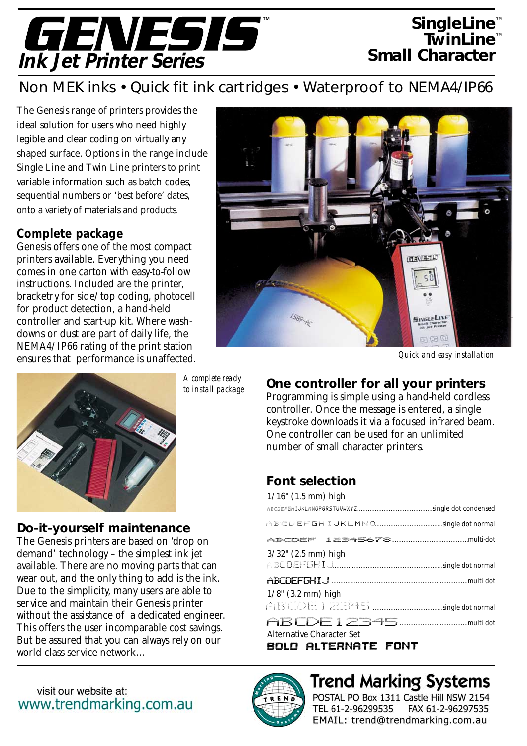# GENESIS™ Ink Jet Printer Series

**SingleLine™**
**TwinLine™**
**Small Character**

Non MEK inks • Quick fit ink cartridges • Waterproof to NEMA4/IP66

The Genesis range of printers provides the ideal solution for users who need highly legible and clear coding on virtually any shaped surface. Options in the range include Single Line and Twin Line printers to print variable information such as batch codes, sequential numbers or 'best before' dates, onto a variety of materials and products.

## Complete package

Genesis offers one of the most compact printers available. Everything you need comes in one carton with easy-to-follow instructions. Included are the printer, bracketry for side/top coding, photocell for product detection, a hand-held controller and start-up kit. Where wash-downs or dust are part of daily life, the NEMA4/IP66 rating of the print station ensures that performance is unaffected.

*Quick and easy installation*

*A complete ready to install package*

## Do-it-yourself maintenance

The Genesis printers are based on 'drop on demand' technology – the simplest ink jet available. There are no moving parts that can wear out, and the only thing to add is the ink. Due to the simplicity, many users are able to service and maintain their Genesis printer without the assistance of a dedicated engineer. This offers the user incomparable cost savings. But be assured that you can always rely on our world class service network...

## One controller for all your printers

Programming is simple using a hand-held cordless controller. Once the message is entered, a single keystroke downloads it via a focused infrared beam. One controller can be used for an unlimited number of small character printers.

## Font selection

1/16" (1.5 mm) high

ABCDEFGHIJKLMNOPQRSTUVWXYZ..........single dot condensed

ABCDEFGHIJKLMNO..........single dot normal

ABCDEF 12345678..........multi-dot

3/32" (2.5 mm) high

ABCDEFGHIJ..........single dot normal

ABCDEFGHIJ..........multi dot

1/8" (3.2 mm) high

ABCDE12345..........single dot normal

ABCDE12345..........multi dot

Alternative Character Set

**BOLD ALTERNATE FONT**

visit our website at:
www.trendmarking.com.au

**Trend Marking Systems**
POSTAL PO Box 1311 Castle Hill NSW 2154
TEL 61-2-96299535 FAX 61-2-96297535
EMAIL: trend@trendmarking.com.au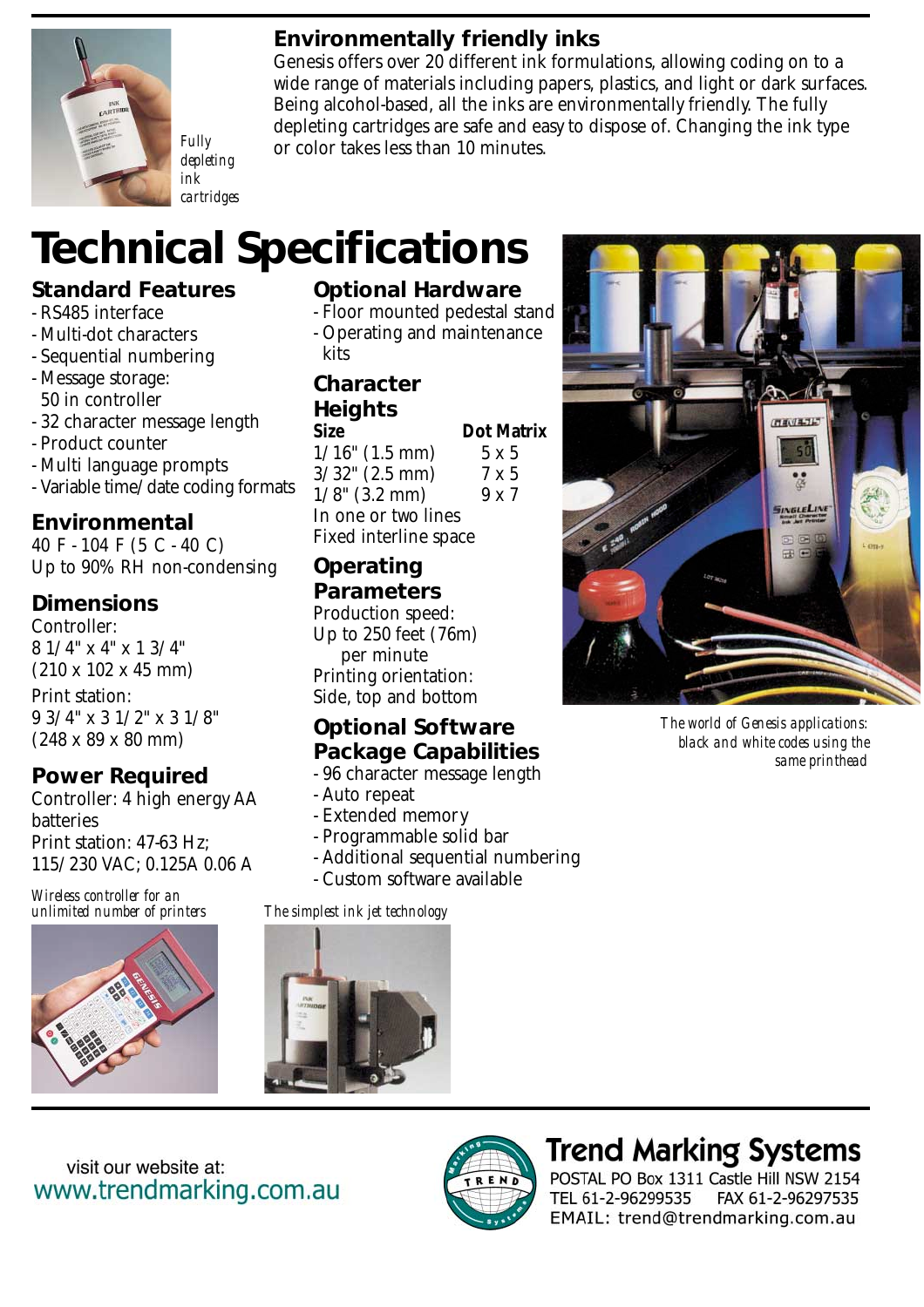Fully depleting ink cartridges

## Environmentally friendly inks

Genesis offers over 20 different ink formulations, allowing coding on to a wide range of materials including papers, plastics, and light or dark surfaces. Being alcohol-based, all the inks are environmentally friendly. The fully depleting cartridges are safe and easy to dispose of. Changing the ink type or color takes less than 10 minutes.

# Technical Specifications

## Standard Features

- RS485 interface
- Multi-dot characters
- Sequential numbering
- Message storage: 50 in controller
- 32 character message length
- Product counter
- Multi language prompts
- Variable time/date coding formats

## Environmental

40 F - 104 F (5 C - 40 C)
Up to 90% RH non-condensing

## Dimensions

Controller:
8 1/4" x 4" x 1 3/4"
(210 x 102 x 45 mm)

Print station:
9 3/4" x 3 1/2" x 3 1/8"
(248 x 89 x 80 mm)

## Power Required

Controller: 4 high energy AA batteries
Print station: 47-63 Hz; 115/230 VAC; 0.125A 0.06 A

*Wireless controller for an unlimited number of printers*

## Optional Hardware

- Floor mounted pedestal stand
- Operating and maintenance kits

## Character Heights

| Size | Dot Matrix |
|---|---|
| 1/16" (1.5 mm) | 5 x 5 |
| 3/32" (2.5 mm) | 7 x 5 |
| 1/8" (3.2 mm) | 9 x 7 |

In one or two lines
Fixed interline space

## Operating Parameters

Production speed:
Up to 250 feet (76m) per minute
Printing orientation:
Side, top and bottom

## Optional Software Package Capabilities

- 96 character message length
- Auto repeat
- Extended memory
- Programmable solid bar
- Additional sequential numbering
- Custom software available

*The simplest ink jet technology*

*The world of Genesis applications: black and white codes using the same printhead*

visit our website at:
www.trendmarking.com.au

**Trend Marking Systems**
POSTAL PO Box 1311 Castle Hill NSW 2154
TEL 61-2-96299535 FAX 61-2-96297535
EMAIL: trend@trendmarking.com.au